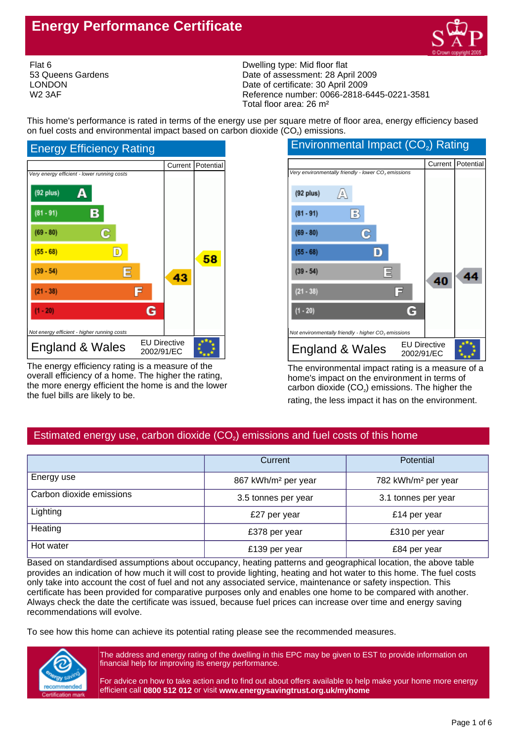# Energy Performance Certificate

Flat 6
53 Queens Gardens
LONDON
W2 3AF

Dwelling type: Mid floor flat
Date of assessment: 28 April 2009
Date of certificate: 30 April 2009
Reference number: 0066-2818-6445-0221-3581
Total floor area: 26 m²

This home's performance is rated in terms of the energy use per square metre of floor area, energy efficiency based on fuel costs and environmental impact based on carbon dioxide ($CO_2$) emissions.

## Energy Efficiency Rating

| | Current | Potential |
|---|---|---|
| *Very energy efficient - lower running costs* | | |
| (92 plus) A | | |
| (81 - 91) B | | |
| (69 - 80) C | | |
| (55 - 68) D | | 58 |
| (39 - 54) E | 43 | |
| (21 - 38) F | | |
| (1 - 20) G | | |
| *Not energy efficient - higher running costs* | | |
| England & Wales — EU Directive 2002/91/EC | | |

The energy efficiency rating is a measure of the overall efficiency of a home. The higher the rating, the more energy efficient the home is and the lower the fuel bills are likely to be.

## Environmental Impact ($CO_2$) Rating

| | Current | Potential |
|---|---|---|
| *Very environmentally friendly - lower $CO_2$ emissions* | | |
| (92 plus) A | | |
| (81 - 91) B | | |
| (69 - 80) C | | |
| (55 - 68) D | | |
| (39 - 54) E | 40 | 44 |
| (21 - 38) F | | |
| (1 - 20) G | | |
| *Not environmentally friendly - higher $CO_2$ emissions* | | |
| England & Wales — EU Directive 2002/91/EC | | |

The environmental impact rating is a measure of a home's impact on the environment in terms of carbon dioxide ($CO_2$) emissions. The higher the rating, the less impact it has on the environment.

## Estimated energy use, carbon dioxide ($CO_2$) emissions and fuel costs of this home

| | Current | Potential |
|---|---|---|
| Energy use | 867 kWh/m² per year | 782 kWh/m² per year |
| Carbon dioxide emissions | 3.5 tonnes per year | 3.1 tonnes per year |
| Lighting | £27 per year | £14 per year |
| Heating | £378 per year | £310 per year |
| Hot water | £139 per year | £84 per year |

Based on standardised assumptions about occupancy, heating patterns and geographical location, the above table provides an indication of how much it will cost to provide lighting, heating and hot water to this home. The fuel costs only take into account the cost of fuel and not any associated service, maintenance or safety inspection. This certificate has been provided for comparative purposes only and enables one home to be compared with another. Always check the date the certificate was issued, because fuel prices can increase over time and energy saving recommendations will evolve.

To see how this home can achieve its potential rating please see the recommended measures.

The address and energy rating of the dwelling in this EPC may be given to EST to provide information on financial help for improving its energy performance.

For advice on how to take action and to find out about offers available to help make your home more energy efficient call **0800 512 012** or visit **www.energysavingtrust.org.uk/myhome**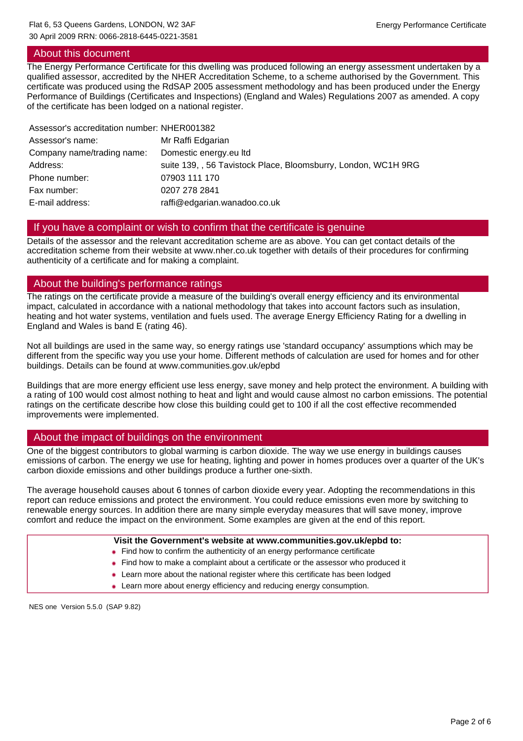## About this document

The Energy Performance Certificate for this dwelling was produced following an energy assessment undertaken by a qualified assessor, accredited by the NHER Accreditation Scheme, to a scheme authorised by the Government. This certificate was produced using the RdSAP 2005 assessment methodology and has been produced under the Energy Performance of Buildings (Certificates and Inspections) (England and Wales) Regulations 2007 as amended. A copy of the certificate has been lodged on a national register.

| | |
|---|---|
| Assessor's accreditation number: | NHER001382 |
| Assessor's name: | Mr Raffi Edgarian |
| Company name/trading name: | Domestic energy.eu ltd |
| Address: | suite 139, , 56 Tavistock Place, Bloomsbury, London, WC1H 9RG |
| Phone number: | 07903 111 170 |
| Fax number: | 0207 278 2841 |
| E-mail address: | raffi@edgarian.wanadoo.co.uk |

## If you have a complaint or wish to confirm that the certificate is genuine

Details of the assessor and the relevant accreditation scheme are as above. You can get contact details of the accreditation scheme from their website at www.nher.co.uk together with details of their procedures for confirming authenticity of a certificate and for making a complaint.

## About the building's performance ratings

The ratings on the certificate provide a measure of the building's overall energy efficiency and its environmental impact, calculated in accordance with a national methodology that takes into account factors such as insulation, heating and hot water systems, ventilation and fuels used. The average Energy Efficiency Rating for a dwelling in England and Wales is band E (rating 46).

Not all buildings are used in the same way, so energy ratings use 'standard occupancy' assumptions which may be different from the specific way you use your home. Different methods of calculation are used for homes and for other buildings. Details can be found at www.communities.gov.uk/epbd

Buildings that are more energy efficient use less energy, save money and help protect the environment. A building with a rating of 100 would cost almost nothing to heat and light and would cause almost no carbon emissions. The potential ratings on the certificate describe how close this building could get to 100 if all the cost effective recommended improvements were implemented.

## About the impact of buildings on the environment

One of the biggest contributors to global warming is carbon dioxide. The way we use energy in buildings causes emissions of carbon. The energy we use for heating, lighting and power in homes produces over a quarter of the UK's carbon dioxide emissions and other buildings produce a further one-sixth.

The average household causes about 6 tonnes of carbon dioxide every year. Adopting the recommendations in this report can reduce emissions and protect the environment. You could reduce emissions even more by switching to renewable energy sources. In addition there are many simple everyday measures that will save money, improve comfort and reduce the impact on the environment. Some examples are given at the end of this report.

**Visit the Government's website at www.communities.gov.uk/epbd to:**

- Find how to confirm the authenticity of an energy performance certificate
- Find how to make a complaint about a certificate or the assessor who produced it
- Learn more about the national register where this certificate has been lodged
- Learn more about energy efficiency and reducing energy consumption.

NES one Version 5.5.0 (SAP 9.82)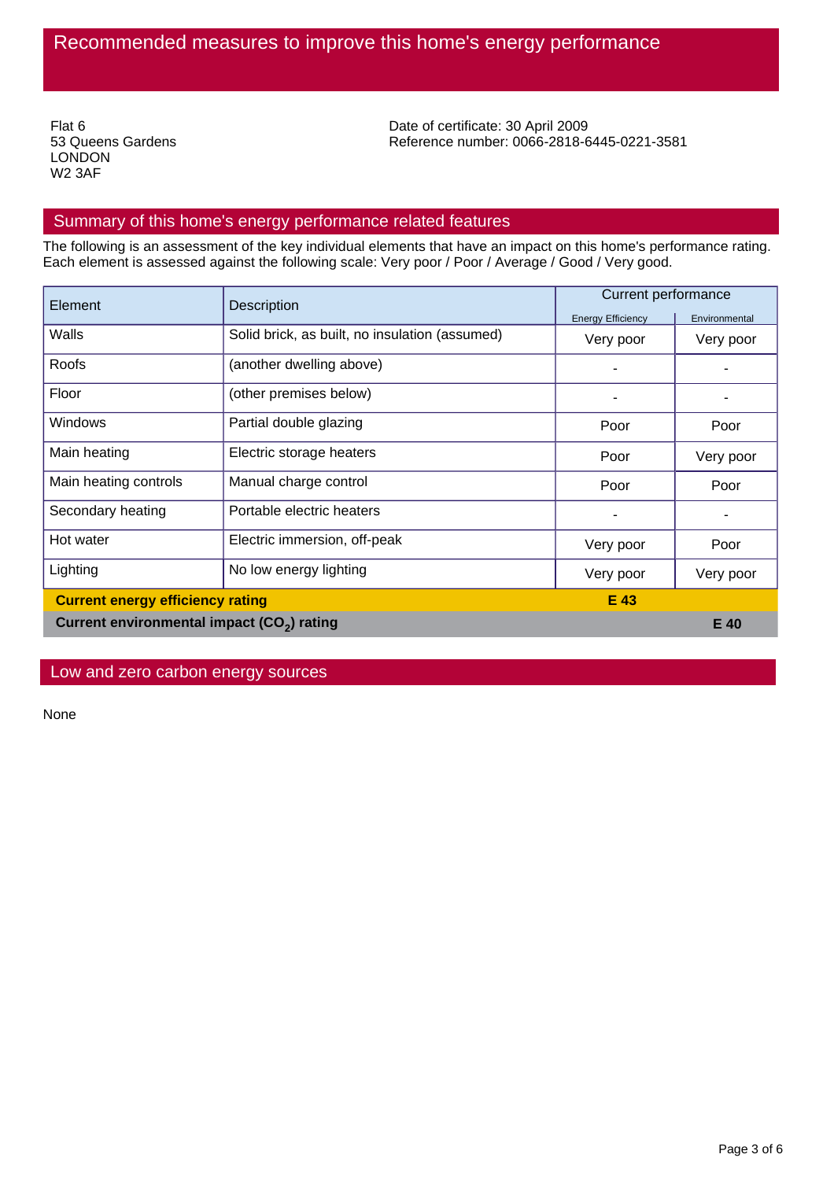# Recommended measures to improve this home's energy performance

Flat 6
53 Queens Gardens
LONDON
W2 3AF

Date of certificate: 30 April 2009
Reference number: 0066-2818-6445-0221-3581

## Summary of this home's energy performance related features

The following is an assessment of the key individual elements that have an impact on this home's performance rating. Each element is assessed against the following scale: Very poor / Poor / Average / Good / Very good.

| Element | Description | Current performance | |
|---|---|---|---|
| | | Energy Efficiency | Environmental |
| Walls | Solid brick, as built, no insulation (assumed) | Very poor | Very poor |
| Roofs | (another dwelling above) | - | - |
| Floor | (other premises below) | - | - |
| Windows | Partial double glazing | Poor | Poor |
| Main heating | Electric storage heaters | Poor | Very poor |
| Main heating controls | Manual charge control | Poor | Poor |
| Secondary heating | Portable electric heaters | - | - |
| Hot water | Electric immersion, off-peak | Very poor | Poor |
| Lighting | No low energy lighting | Very poor | Very poor |
| **Current energy efficiency rating** | | **E 43** | |
| **Current environmental impact ($CO_2$) rating** | | | **E 40** |

## Low and zero carbon energy sources

None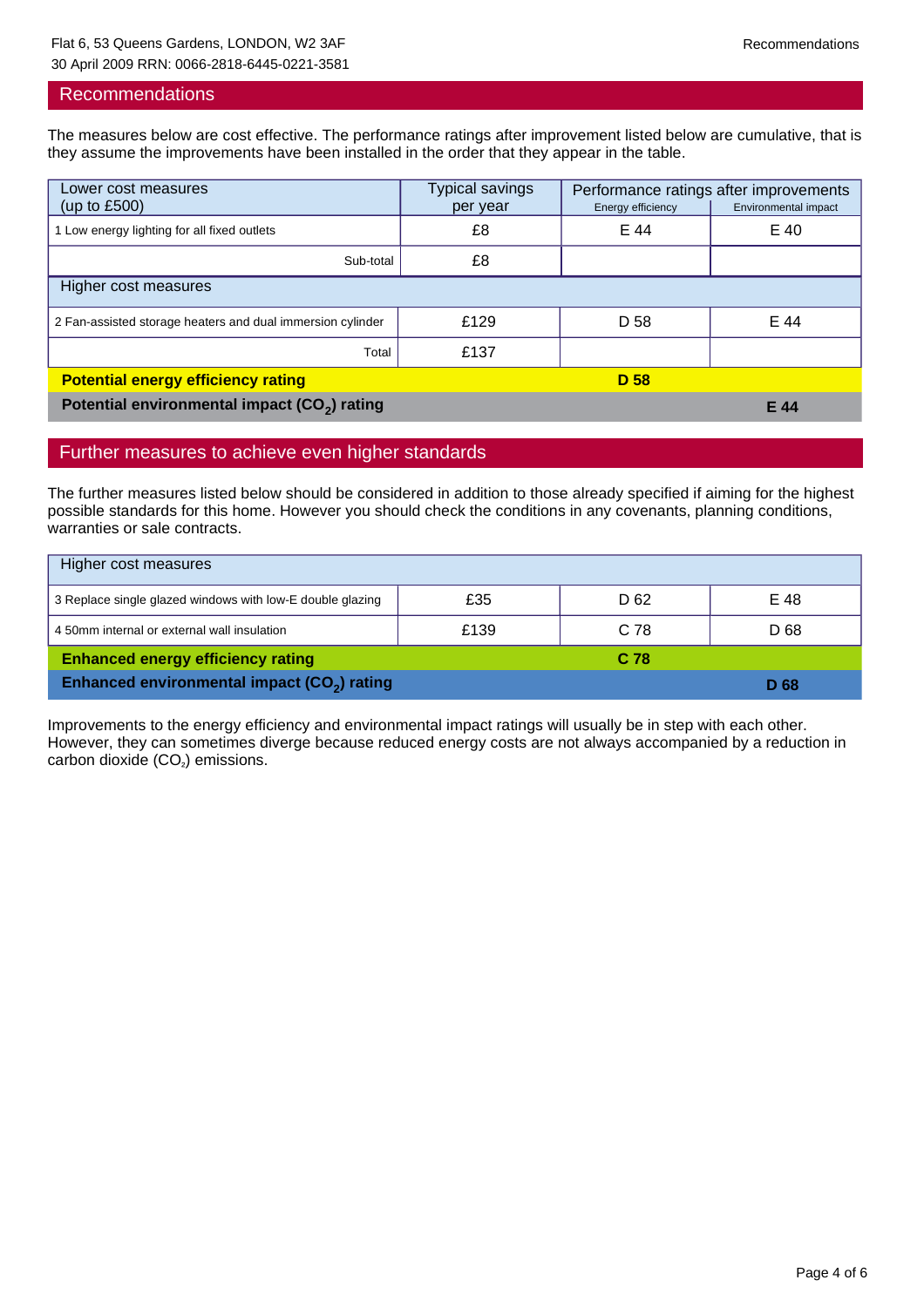## Recommendations

The measures below are cost effective. The performance ratings after improvement listed below are cumulative, that is they assume the improvements have been installed in the order that they appear in the table.

| Lower cost measures (up to £500) | Typical savings per year | Performance ratings after improvements | |
|---|---|---|---|
| | | Energy efficiency | Environmental impact |
| 1 Low energy lighting for all fixed outlets | £8 | E 44 | E 40 |
| Sub-total | £8 | | |
| **Higher cost measures** | | | |
| 2 Fan-assisted storage heaters and dual immersion cylinder | £129 | D 58 | E 44 |
| Total | £137 | | |
| **Potential energy efficiency rating** | | **D 58** | |
| **Potential environmental impact ($CO_2$) rating** | | | **E 44** |

## Further measures to achieve even higher standards

The further measures listed below should be considered in addition to those already specified if aiming for the highest possible standards for this home. However you should check the conditions in any covenants, planning conditions, warranties or sale contracts.

| Higher cost measures | | | |
|---|---|---|---|
| 3 Replace single glazed windows with low-E double glazing | £35 | D 62 | E 48 |
| 4 50mm internal or external wall insulation | £139 | C 78 | D 68 |
| **Enhanced energy efficiency rating** | | **C 78** | |
| **Enhanced environmental impact ($CO_2$) rating** | | | **D 68** |

Improvements to the energy efficiency and environmental impact ratings will usually be in step with each other. However, they can sometimes diverge because reduced energy costs are not always accompanied by a reduction in carbon dioxide ($CO_2$) emissions.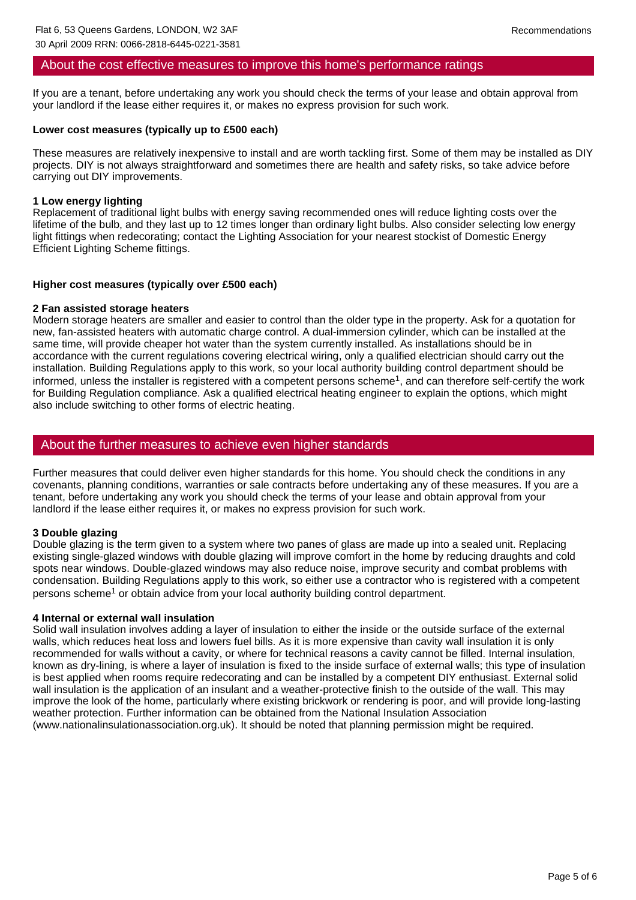## About the cost effective measures to improve this home's performance ratings

If you are a tenant, before undertaking any work you should check the terms of your lease and obtain approval from your landlord if the lease either requires it, or makes no express provision for such work.

**Lower cost measures (typically up to £500 each)**

These measures are relatively inexpensive to install and are worth tackling first. Some of them may be installed as DIY projects. DIY is not always straightforward and sometimes there are health and safety risks, so take advice before carrying out DIY improvements.

**1 Low energy lighting**
Replacement of traditional light bulbs with energy saving recommended ones will reduce lighting costs over the lifetime of the bulb, and they last up to 12 times longer than ordinary light bulbs. Also consider selecting low energy light fittings when redecorating; contact the Lighting Association for your nearest stockist of Domestic Energy Efficient Lighting Scheme fittings.

**Higher cost measures (typically over £500 each)**

**2 Fan assisted storage heaters**
Modern storage heaters are smaller and easier to control than the older type in the property. Ask for a quotation for new, fan-assisted heaters with automatic charge control. A dual-immersion cylinder, which can be installed at the same time, will provide cheaper hot water than the system currently installed. As installations should be in accordance with the current regulations covering electrical wiring, only a qualified electrician should carry out the installation. Building Regulations apply to this work, so your local authority building control department should be informed, unless the installer is registered with a competent persons scheme[1], and can therefore self-certify the work for Building Regulation compliance. Ask a qualified electrical heating engineer to explain the options, which might also include switching to other forms of electric heating.

## About the further measures to achieve even higher standards

Further measures that could deliver even higher standards for this home. You should check the conditions in any covenants, planning conditions, warranties or sale contracts before undertaking any of these measures. If you are a tenant, before undertaking any work you should check the terms of your lease and obtain approval from your landlord if the lease either requires it, or makes no express provision for such work.

**3 Double glazing**
Double glazing is the term given to a system where two panes of glass are made up into a sealed unit. Replacing existing single-glazed windows with double glazing will improve comfort in the home by reducing draughts and cold spots near windows. Double-glazed windows may also reduce noise, improve security and combat problems with condensation. Building Regulations apply to this work, so either use a contractor who is registered with a competent persons scheme[1] or obtain advice from your local authority building control department.

**4 Internal or external wall insulation**
Solid wall insulation involves adding a layer of insulation to either the inside or the outside surface of the external walls, which reduces heat loss and lowers fuel bills. As it is more expensive than cavity wall insulation it is only recommended for walls without a cavity, or where for technical reasons a cavity cannot be filled. Internal insulation, known as dry-lining, is where a layer of insulation is fixed to the inside surface of external walls; this type of insulation is best applied when rooms require redecorating and can be installed by a competent DIY enthusiast. External solid wall insulation is the application of an insulant and a weather-protective finish to the outside of the wall. This may improve the look of the home, particularly where existing brickwork or rendering is poor, and will provide long-lasting weather protection. Further information can be obtained from the National Insulation Association (www.nationalinsulationassociation.org.uk). It should be noted that planning permission might be required.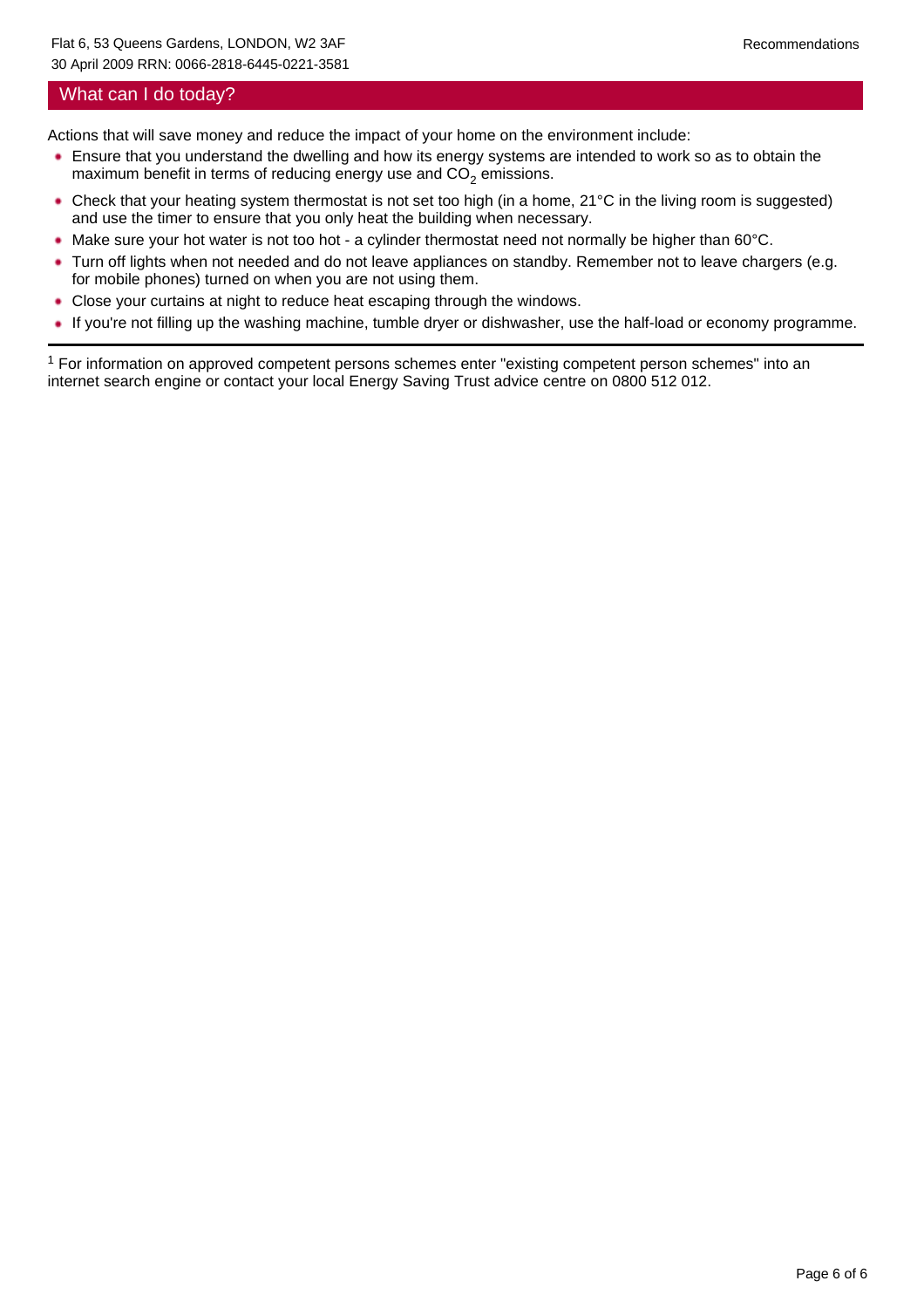## What can I do today?

Actions that will save money and reduce the impact of your home on the environment include:

- Ensure that you understand the dwelling and how its energy systems are intended to work so as to obtain the maximum benefit in terms of reducing energy use and $CO_2$ emissions.
- Check that your heating system thermostat is not set too high (in a home, 21°C in the living room is suggested) and use the timer to ensure that you only heat the building when necessary.
- Make sure your hot water is not too hot - a cylinder thermostat need not normally be higher than 60°C.
- Turn off lights when not needed and do not leave appliances on standby. Remember not to leave chargers (e.g. for mobile phones) turned on when you are not using them.
- Close your curtains at night to reduce heat escaping through the windows.
- If you're not filling up the washing machine, tumble dryer or dishwasher, use the half-load or economy programme.

---

[1] For information on approved competent persons schemes enter "existing competent person schemes" into an internet search engine or contact your local Energy Saving Trust advice centre on 0800 512 012.